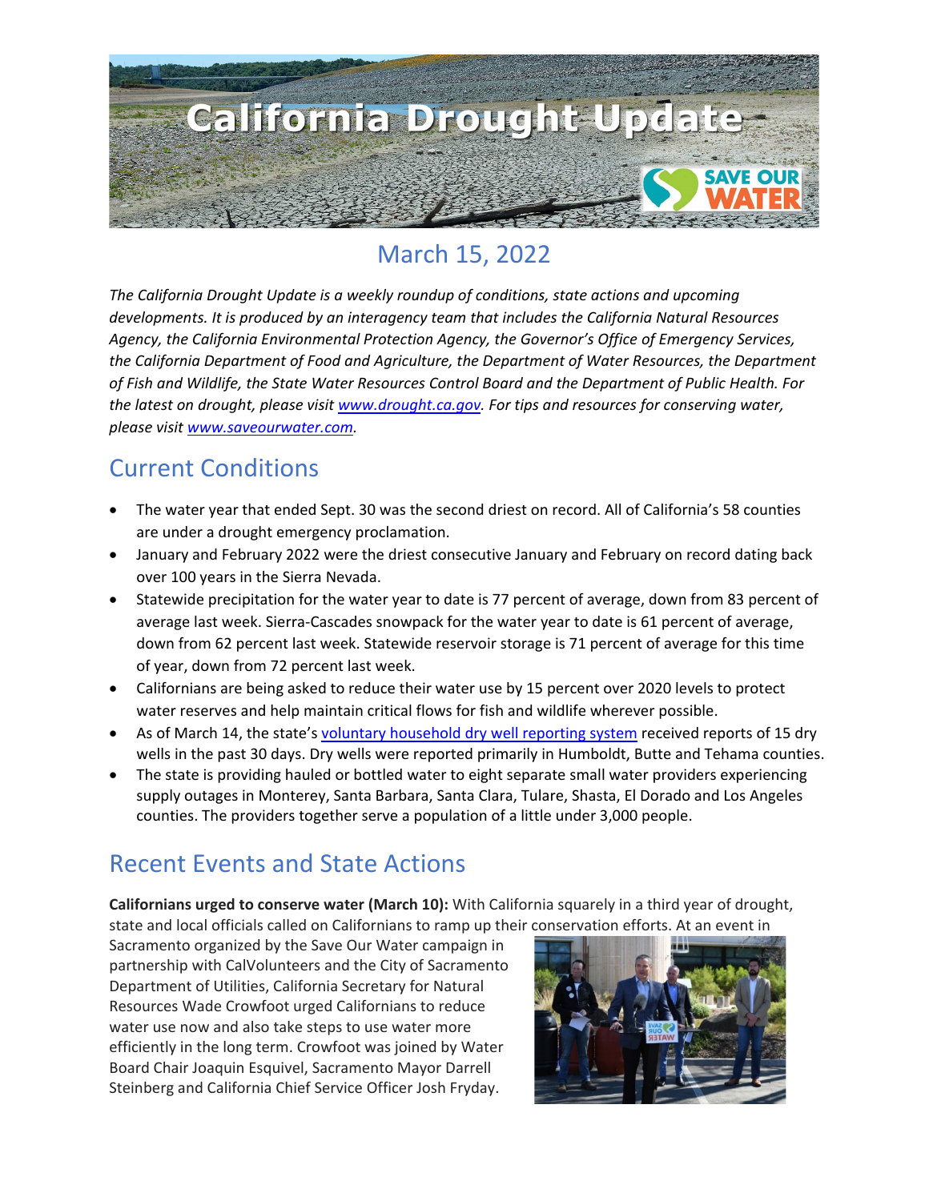# California Drought Update

## March 15, 2022

*The California Drought Update is a weekly roundup of conditions, state actions and upcoming developments. It is produced by an interagency team that includes the California Natural Resources Agency, the California Environmental Protection Agency, the Governor's Office of Emergency Services, the California Department of Food and Agriculture, the Department of Water Resources, the Department of Fish and Wildlife, the State Water Resources Control Board and the Department of Public Health. For the latest on drought, please visit [www.drought.ca.gov](www.drought.ca.gov). For tips and resources for conserving water, please visit [www.saveourwater.com](www.saveourwater.com).*

## Current Conditions

- The water year that ended Sept. 30 was the second driest on record. All of California's 58 counties are under a drought emergency proclamation.
- January and February 2022 were the driest consecutive January and February on record dating back over 100 years in the Sierra Nevada.
- Statewide precipitation for the water year to date is 77 percent of average, down from 83 percent of average last week. Sierra-Cascades snowpack for the water year to date is 61 percent of average, down from 62 percent last week. Statewide reservoir storage is 71 percent of average for this time of year, down from 72 percent last week.
- Californians are being asked to reduce their water use by 15 percent over 2020 levels to protect water reserves and help maintain critical flows for fish and wildlife wherever possible.
- As of March 14, the state's voluntary household dry well reporting system received reports of 15 dry wells in the past 30 days. Dry wells were reported primarily in Humboldt, Butte and Tehama counties.
- The state is providing hauled or bottled water to eight separate small water providers experiencing supply outages in Monterey, Santa Barbara, Santa Clara, Tulare, Shasta, El Dorado and Los Angeles counties. The providers together serve a population of a little under 3,000 people.

## Recent Events and State Actions

**Californians urged to conserve water (March 10):** With California squarely in a third year of drought, state and local officials called on Californians to ramp up their conservation efforts. At an event in Sacramento organized by the Save Our Water campaign in partnership with CalVolunteers and the City of Sacramento Department of Utilities, California Secretary for Natural Resources Wade Crowfoot urged Californians to reduce water use now and also take steps to use water more efficiently in the long term. Crowfoot was joined by Water Board Chair Joaquin Esquivel, Sacramento Mayor Darrell Steinberg and California Chief Service Officer Josh Fryday.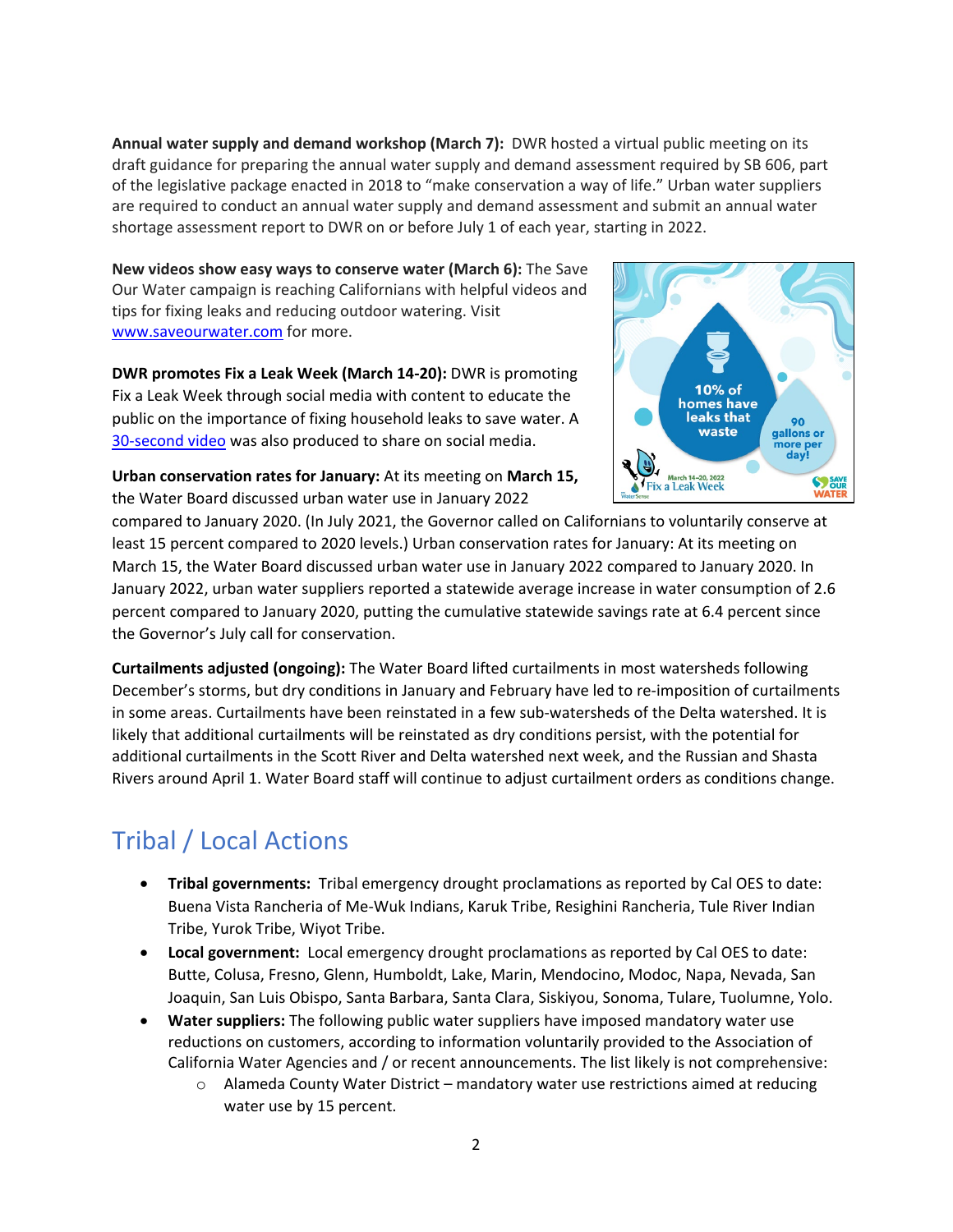**Annual water supply and demand workshop (March 7):** DWR hosted a virtual public meeting on its draft guidance for preparing the annual water supply and demand assessment required by SB 606, part of the legislative package enacted in 2018 to "make conservation a way of life." Urban water suppliers are required to conduct an annual water supply and demand assessment and submit an annual water shortage assessment report to DWR on or before July 1 of each year, starting in 2022.

**New videos show easy ways to conserve water (March 6):** The Save Our Water campaign is reaching Californians with helpful videos and tips for fixing leaks and reducing outdoor watering. Visit [www.saveourwater.com](www.saveourwater.com) for more.

**DWR promotes Fix a Leak Week (March 14-20):** DWR is promoting Fix a Leak Week through social media with content to educate the public on the importance of fixing household leaks to save water. A [30-second video](30-second video) was also produced to share on social media.

**Urban conservation rates for January:** At its meeting on **March 15,** the Water Board discussed urban water use in January 2022 compared to January 2020. (In July 2021, the Governor called on Californians to voluntarily conserve at least 15 percent compared to 2020 levels.) Urban conservation rates for January: At its meeting on March 15, the Water Board discussed urban water use in January 2022 compared to January 2020. In January 2022, urban water suppliers reported a statewide average increase in water consumption of 2.6 percent compared to January 2020, putting the cumulative statewide savings rate at 6.4 percent since the Governor's July call for conservation.

**Curtailments adjusted (ongoing):** The Water Board lifted curtailments in most watersheds following December's storms, but dry conditions in January and February have led to re-imposition of curtailments in some areas. Curtailments have been reinstated in a few sub-watersheds of the Delta watershed. It is likely that additional curtailments will be reinstated as dry conditions persist, with the potential for additional curtailments in the Scott River and Delta watershed next week, and the Russian and Shasta Rivers around April 1. Water Board staff will continue to adjust curtailment orders as conditions change.

# Tribal / Local Actions

- **Tribal governments:** Tribal emergency drought proclamations as reported by Cal OES to date: Buena Vista Rancheria of Me-Wuk Indians, Karuk Tribe, Resighini Rancheria, Tule River Indian Tribe, Yurok Tribe, Wiyot Tribe.
- **Local government:** Local emergency drought proclamations as reported by Cal OES to date: Butte, Colusa, Fresno, Glenn, Humboldt, Lake, Marin, Mendocino, Modoc, Napa, Nevada, San Joaquin, San Luis Obispo, Santa Barbara, Santa Clara, Siskiyou, Sonoma, Tulare, Tuolumne, Yolo.
- **Water suppliers:** The following public water suppliers have imposed mandatory water use reductions on customers, according to information voluntarily provided to the Association of California Water Agencies and / or recent announcements. The list likely is not comprehensive:
  - Alameda County Water District – mandatory water use restrictions aimed at reducing water use by 15 percent.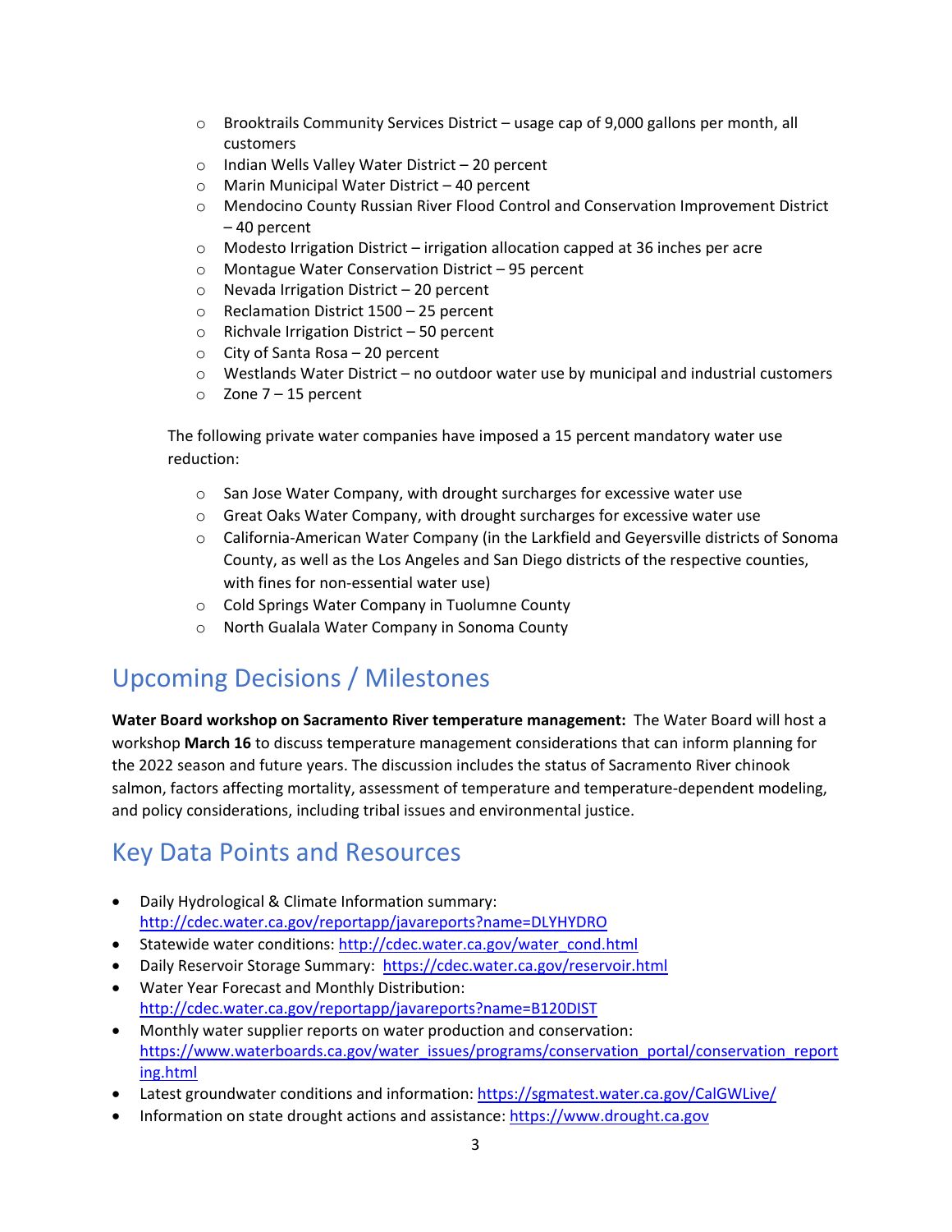- Brooktrails Community Services District – usage cap of 9,000 gallons per month, all customers
- Indian Wells Valley Water District – 20 percent
- Marin Municipal Water District – 40 percent
- Mendocino County Russian River Flood Control and Conservation Improvement District – 40 percent
- Modesto Irrigation District – irrigation allocation capped at 36 inches per acre
- Montague Water Conservation District – 95 percent
- Nevada Irrigation District – 20 percent
- Reclamation District 1500 – 25 percent
- Richvale Irrigation District – 50 percent
- City of Santa Rosa – 20 percent
- Westlands Water District – no outdoor water use by municipal and industrial customers
- Zone 7 – 15 percent

The following private water companies have imposed a 15 percent mandatory water use reduction:

- San Jose Water Company, with drought surcharges for excessive water use
- Great Oaks Water Company, with drought surcharges for excessive water use
- California-American Water Company (in the Larkfield and Geyersville districts of Sonoma County, as well as the Los Angeles and San Diego districts of the respective counties, with fines for non-essential water use)
- Cold Springs Water Company in Tuolumne County
- North Gualala Water Company in Sonoma County

## Upcoming Decisions / Milestones

**Water Board workshop on Sacramento River temperature management:** The Water Board will host a workshop **March 16** to discuss temperature management considerations that can inform planning for the 2022 season and future years. The discussion includes the status of Sacramento River chinook salmon, factors affecting mortality, assessment of temperature and temperature-dependent modeling, and policy considerations, including tribal issues and environmental justice.

## Key Data Points and Resources

- Daily Hydrological & Climate Information summary: http://cdec.water.ca.gov/reportapp/javareports?name=DLYHYDRO
- Statewide water conditions: http://cdec.water.ca.gov/water_cond.html
- Daily Reservoir Storage Summary: https://cdec.water.ca.gov/reservoir.html
- Water Year Forecast and Monthly Distribution: http://cdec.water.ca.gov/reportapp/javareports?name=B120DIST
- Monthly water supplier reports on water production and conservation: https://www.waterboards.ca.gov/water_issues/programs/conservation_portal/conservation_reporting.html
- Latest groundwater conditions and information: https://sgmatest.water.ca.gov/CalGWLive/
- Information on state drought actions and assistance: https://www.drought.ca.gov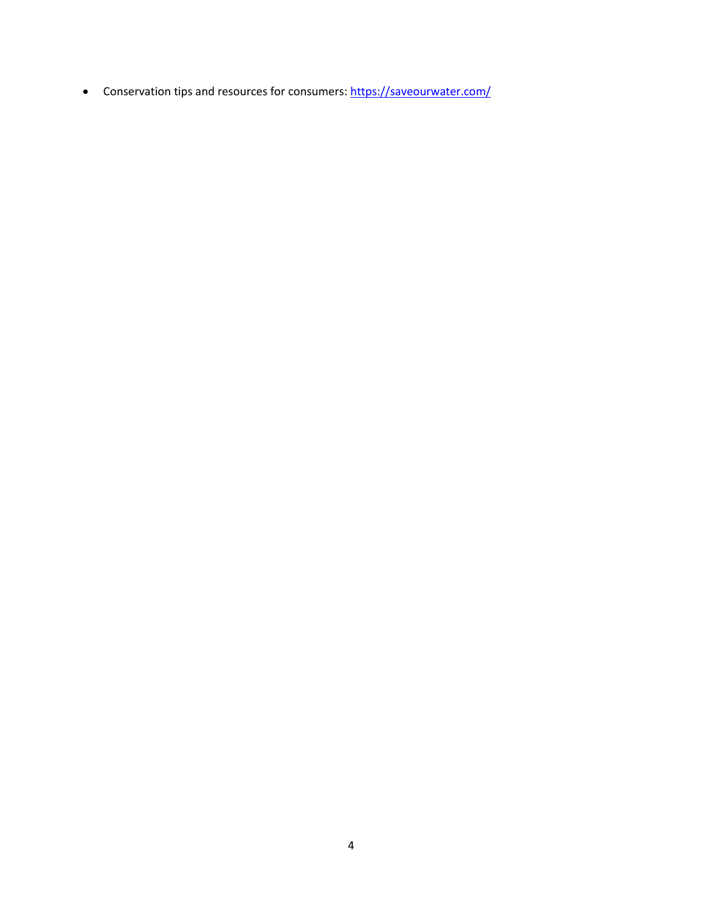- Conservation tips and resources for consumers: [https://saveourwater.com/](https://saveourwater.com/)